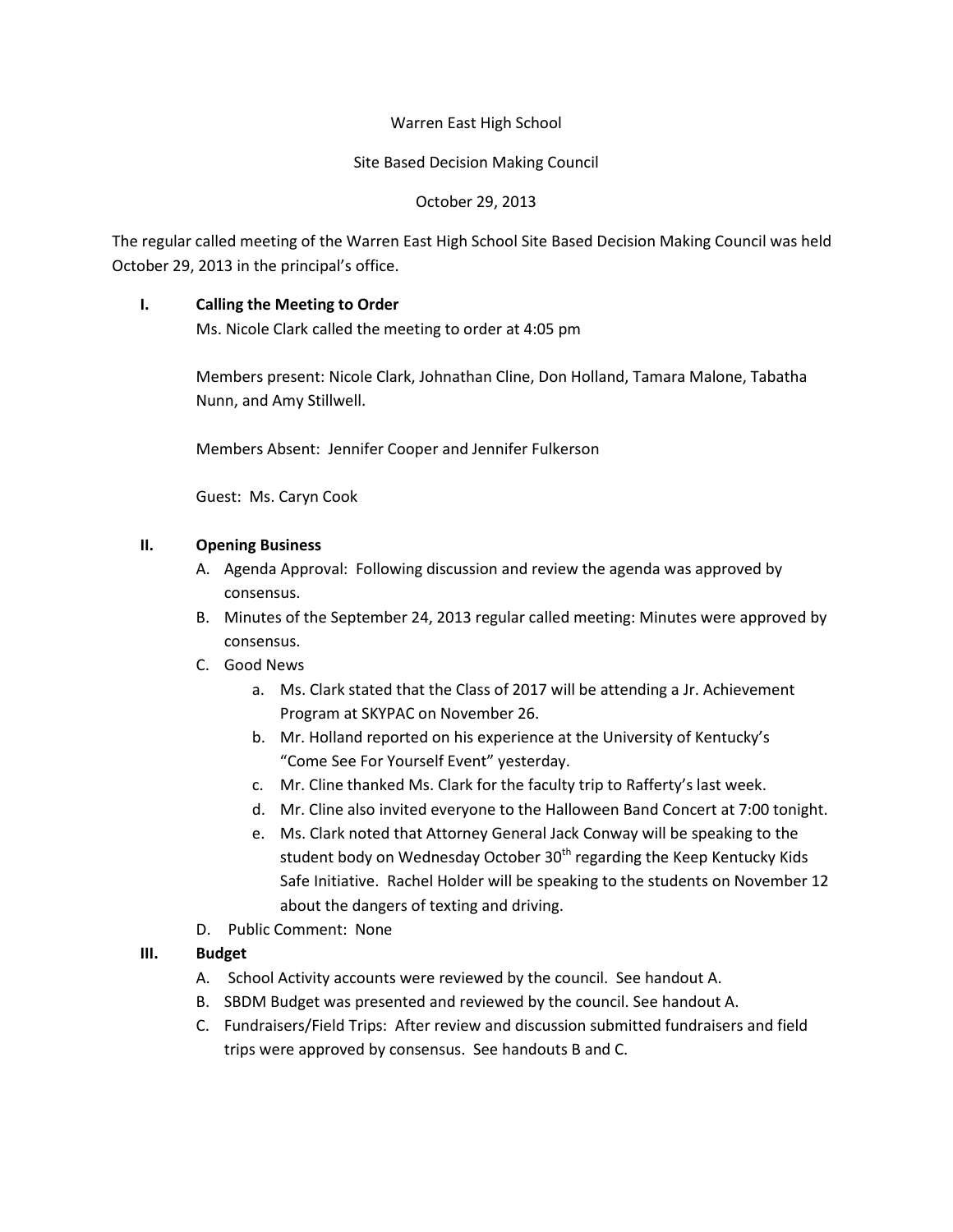Warren East High School

Site Based Decision Making Council

October 29, 2013

The regular called meeting of the Warren East High School Site Based Decision Making Council was held October 29, 2013 in the principal's office.

**I. Calling the Meeting to Order**

Ms. Nicole Clark called the meeting to order at 4:05 pm

Members present: Nicole Clark, Johnathan Cline, Don Holland, Tamara Malone, Tabatha Nunn, and Amy Stillwell.

Members Absent: Jennifer Cooper and Jennifer Fulkerson

Guest: Ms. Caryn Cook

**II. Opening Business**

A. Agenda Approval: Following discussion and review the agenda was approved by consensus.

B. Minutes of the September 24, 2013 regular called meeting: Minutes were approved by consensus.

C. Good News

   a. Ms. Clark stated that the Class of 2017 will be attending a Jr. Achievement Program at SKYPAC on November 26.

   b. Mr. Holland reported on his experience at the University of Kentucky's "Come See For Yourself Event" yesterday.

   c. Mr. Cline thanked Ms. Clark for the faculty trip to Rafferty's last week.

   d. Mr. Cline also invited everyone to the Halloween Band Concert at 7:00 tonight.

   e. Ms. Clark noted that Attorney General Jack Conway will be speaking to the student body on Wednesday October 30th regarding the Keep Kentucky Kids Safe Initiative. Rachel Holder will be speaking to the students on November 12 about the dangers of texting and driving.

D. Public Comment: None

**III. Budget**

A. School Activity accounts were reviewed by the council. See handout A.

B. SBDM Budget was presented and reviewed by the council. See handout A.

C. Fundraisers/Field Trips: After review and discussion submitted fundraisers and field trips were approved by consensus. See handouts B and C.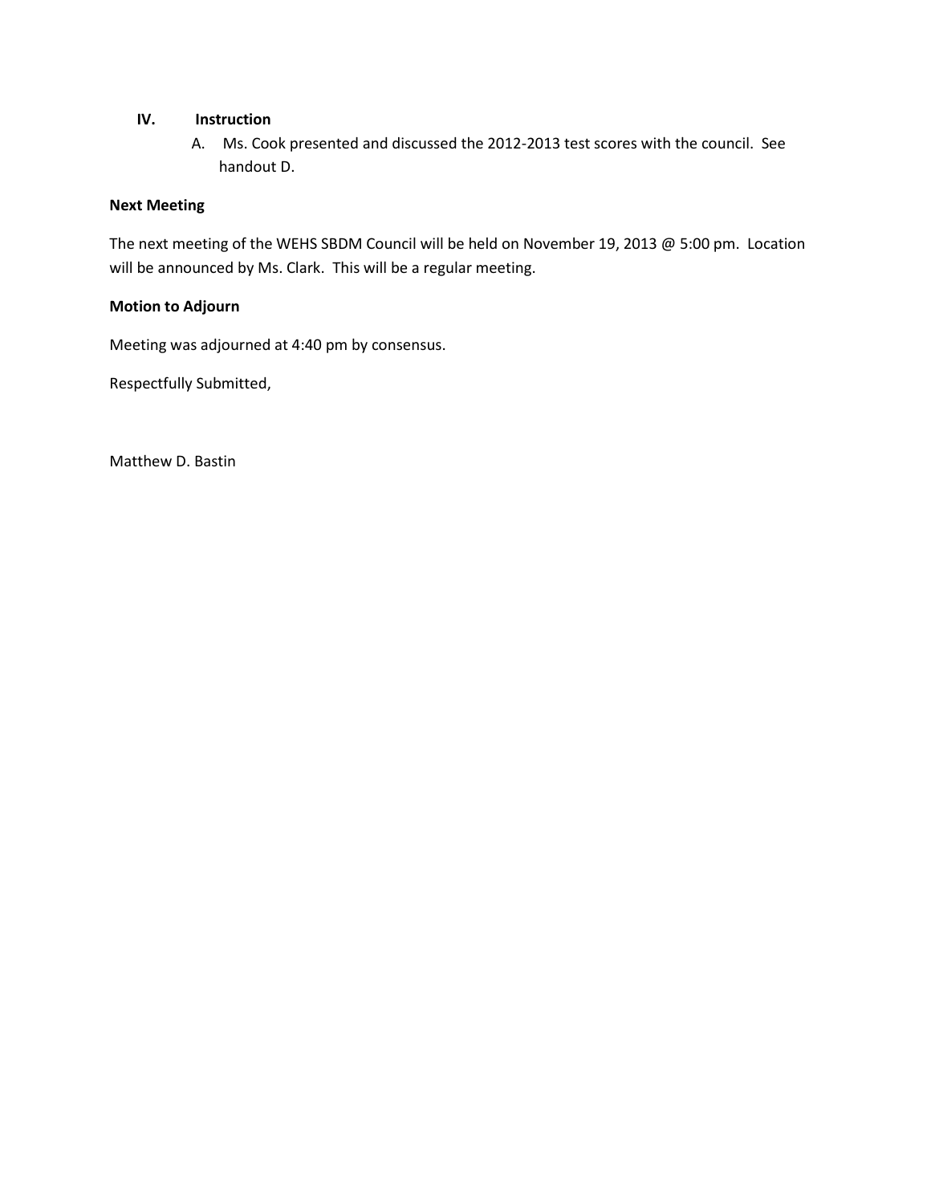## IV. Instruction

A. Ms. Cook presented and discussed the 2012-2013 test scores with the council. See handout D.

**Next Meeting**

The next meeting of the WEHS SBDM Council will be held on November 19, 2013 @ 5:00 pm. Location will be announced by Ms. Clark. This will be a regular meeting.

**Motion to Adjourn**

Meeting was adjourned at 4:40 pm by consensus.

Respectfully Submitted,

Matthew D. Bastin